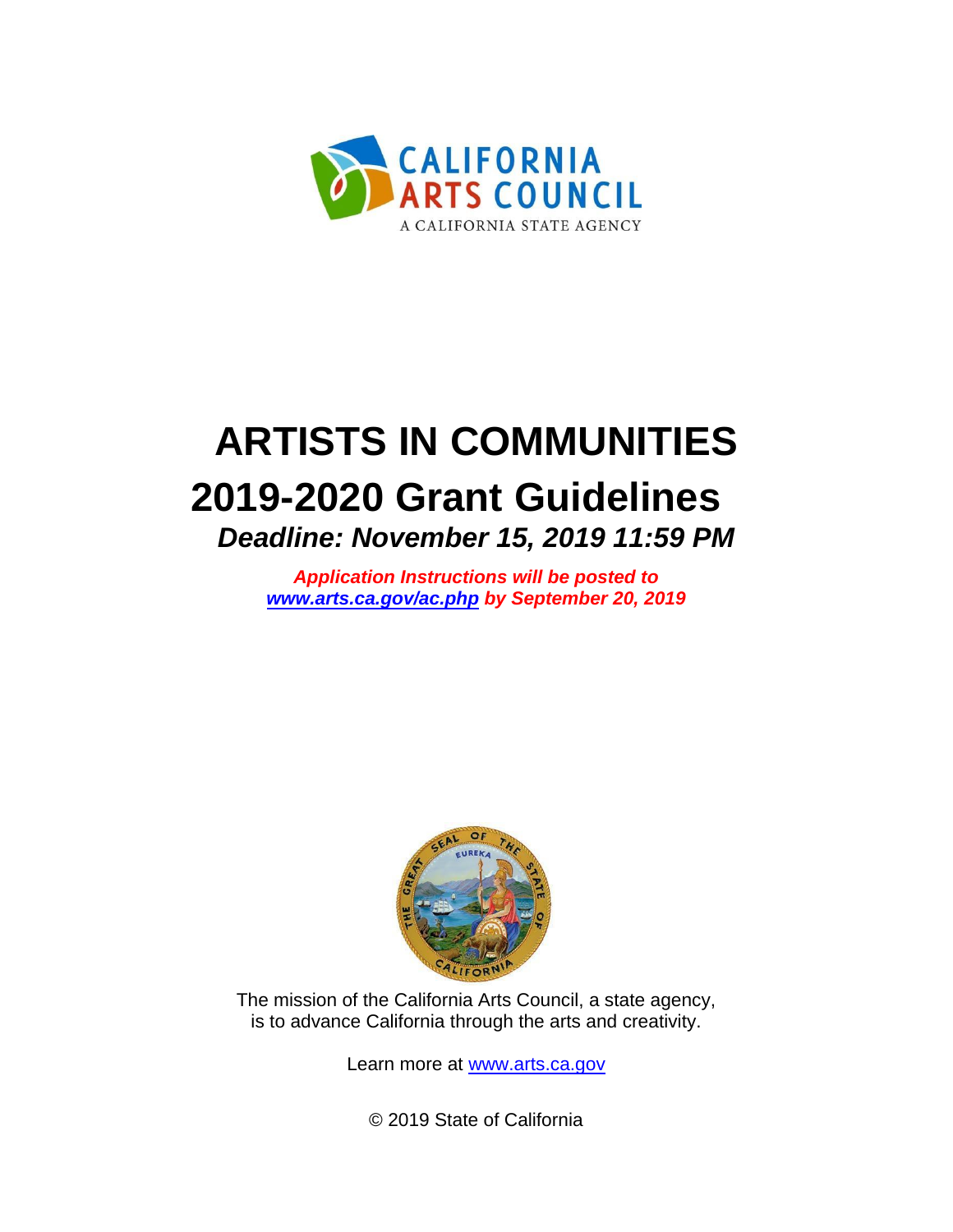CALIFORNIA ARTS COUNCIL
A CALIFORNIA STATE AGENCY

# ARTISTS IN COMMUNITIES
# 2019-2020 Grant Guidelines

***Deadline: November 15, 2019 11:59 PM***

***Application Instructions will be posted to [www.arts.ca.gov/ac.php](www.arts.ca.gov/ac.php) by September 20, 2019***

The mission of the California Arts Council, a state agency, is to advance California through the arts and creativity.

Learn more at [www.arts.ca.gov](www.arts.ca.gov)

© 2019 State of California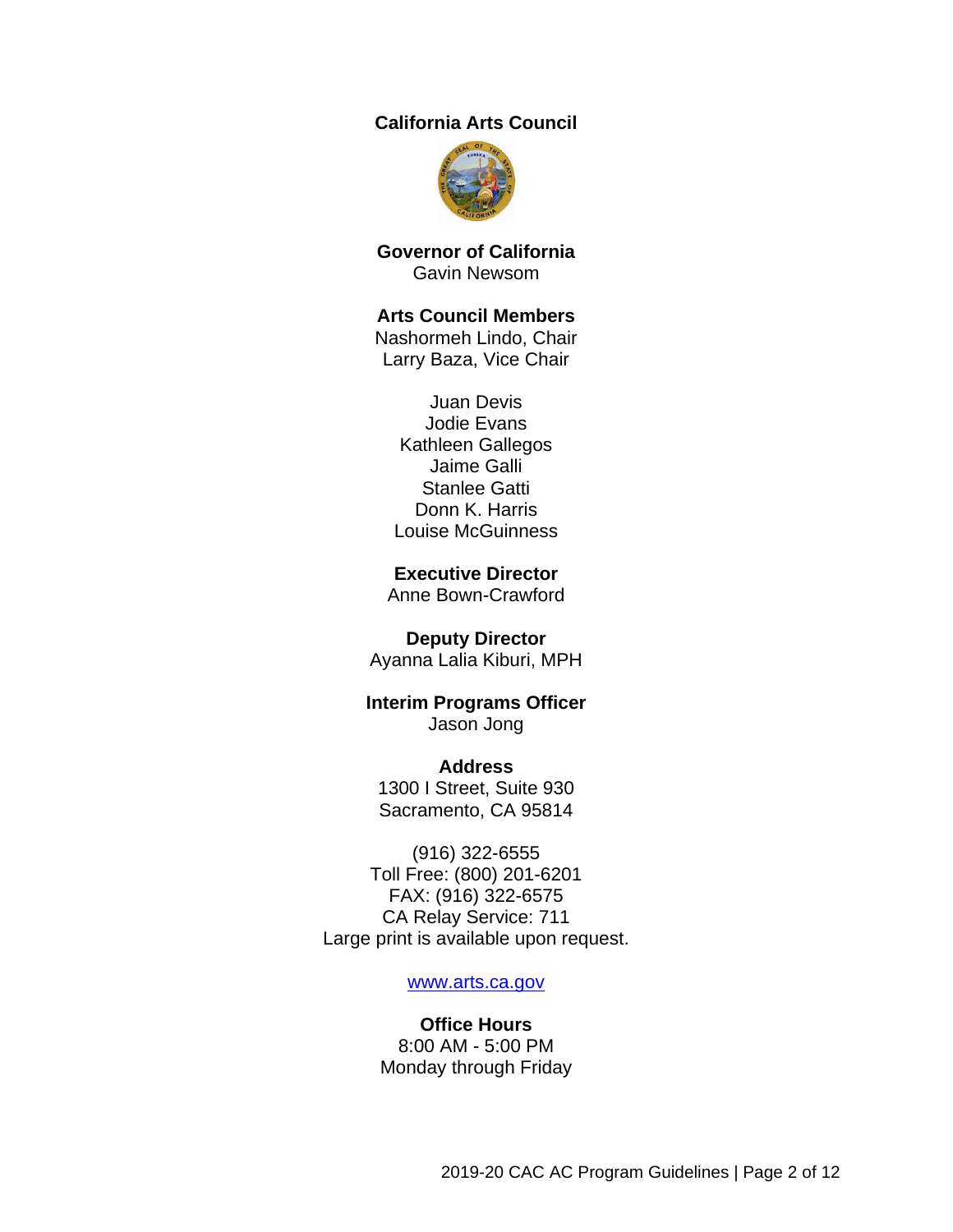**California Arts Council**

**Governor of California**
Gavin Newsom

**Arts Council Members**
Nashormeh Lindo, Chair
Larry Baza, Vice Chair

Juan Devis
Jodie Evans
Kathleen Gallegos
Jaime Galli
Stanlee Gatti
Donn K. Harris
Louise McGuinness

**Executive Director**
Anne Bown-Crawford

**Deputy Director**
Ayanna Lalia Kiburi, MPH

**Interim Programs Officer**
Jason Jong

**Address**
1300 I Street, Suite 930
Sacramento, CA 95814

(916) 322-6555
Toll Free: (800) 201-6201
FAX: (916) 322-6575
CA Relay Service: 711
Large print is available upon request.

[www.arts.ca.gov](http://www.arts.ca.gov)

**Office Hours**
8:00 AM - 5:00 PM
Monday through Friday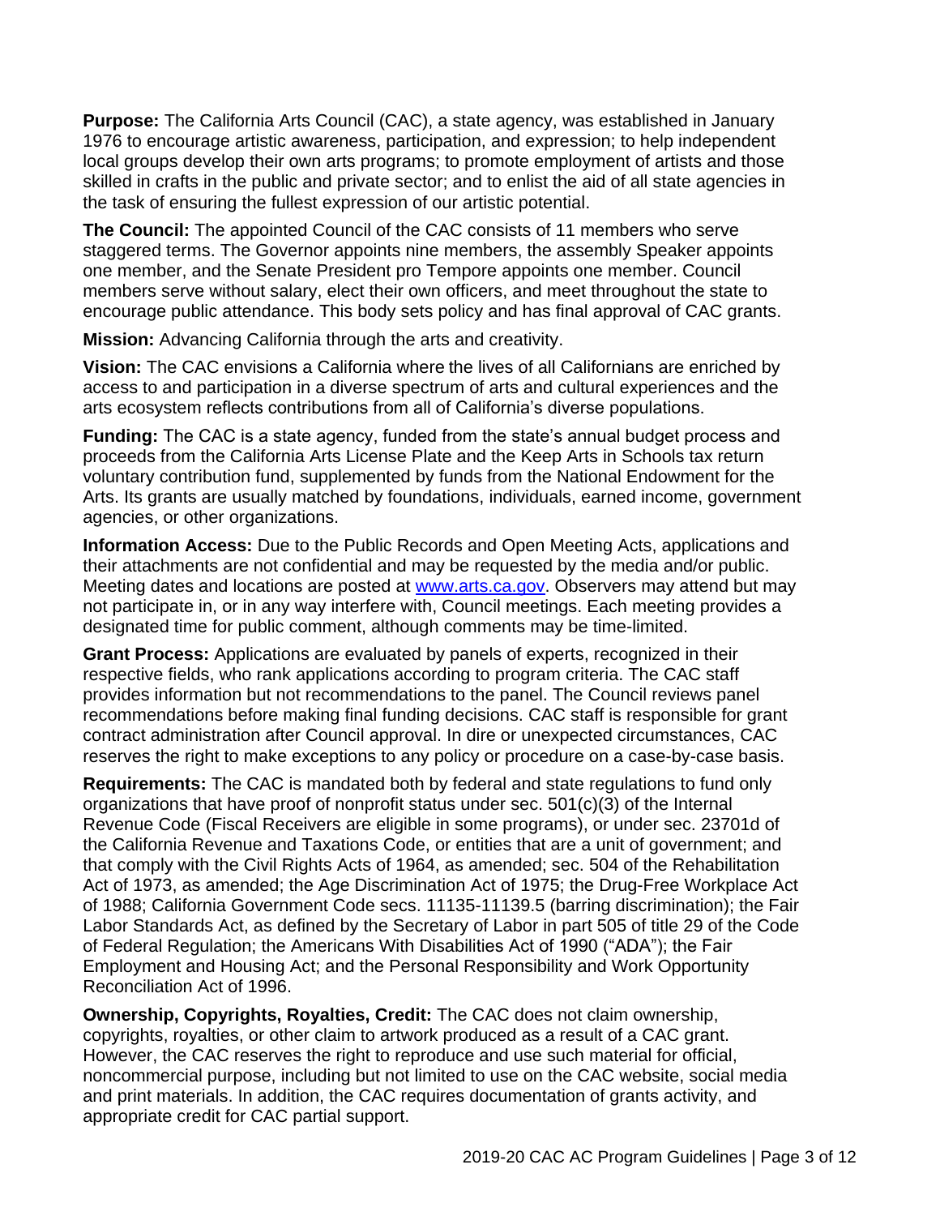**Purpose:** The California Arts Council (CAC), a state agency, was established in January 1976 to encourage artistic awareness, participation, and expression; to help independent local groups develop their own arts programs; to promote employment of artists and those skilled in crafts in the public and private sector; and to enlist the aid of all state agencies in the task of ensuring the fullest expression of our artistic potential.

**The Council:** The appointed Council of the CAC consists of 11 members who serve staggered terms. The Governor appoints nine members, the assembly Speaker appoints one member, and the Senate President pro Tempore appoints one member. Council members serve without salary, elect their own officers, and meet throughout the state to encourage public attendance. This body sets policy and has final approval of CAC grants.

**Mission:** Advancing California through the arts and creativity.

**Vision:** The CAC envisions a California where the lives of all Californians are enriched by access to and participation in a diverse spectrum of arts and cultural experiences and the arts ecosystem reflects contributions from all of California's diverse populations.

**Funding:** The CAC is a state agency, funded from the state's annual budget process and proceeds from the California Arts License Plate and the Keep Arts in Schools tax return voluntary contribution fund, supplemented by funds from the National Endowment for the Arts. Its grants are usually matched by foundations, individuals, earned income, government agencies, or other organizations.

**Information Access:** Due to the Public Records and Open Meeting Acts, applications and their attachments are not confidential and may be requested by the media and/or public. Meeting dates and locations are posted at [www.arts.ca.gov](http://www.arts.ca.gov). Observers may attend but may not participate in, or in any way interfere with, Council meetings. Each meeting provides a designated time for public comment, although comments may be time-limited.

**Grant Process:** Applications are evaluated by panels of experts, recognized in their respective fields, who rank applications according to program criteria. The CAC staff provides information but not recommendations to the panel. The Council reviews panel recommendations before making final funding decisions. CAC staff is responsible for grant contract administration after Council approval. In dire or unexpected circumstances, CAC reserves the right to make exceptions to any policy or procedure on a case-by-case basis.

**Requirements:** The CAC is mandated both by federal and state regulations to fund only organizations that have proof of nonprofit status under sec. 501(c)(3) of the Internal Revenue Code (Fiscal Receivers are eligible in some programs), or under sec. 23701d of the California Revenue and Taxations Code, or entities that are a unit of government; and that comply with the Civil Rights Acts of 1964, as amended; sec. 504 of the Rehabilitation Act of 1973, as amended; the Age Discrimination Act of 1975; the Drug-Free Workplace Act of 1988; California Government Code secs. 11135-11139.5 (barring discrimination); the Fair Labor Standards Act, as defined by the Secretary of Labor in part 505 of title 29 of the Code of Federal Regulation; the Americans With Disabilities Act of 1990 ("ADA"); the Fair Employment and Housing Act; and the Personal Responsibility and Work Opportunity Reconciliation Act of 1996.

**Ownership, Copyrights, Royalties, Credit:** The CAC does not claim ownership, copyrights, royalties, or other claim to artwork produced as a result of a CAC grant. However, the CAC reserves the right to reproduce and use such material for official, noncommercial purpose, including but not limited to use on the CAC website, social media and print materials. In addition, the CAC requires documentation of grants activity, and appropriate credit for CAC partial support.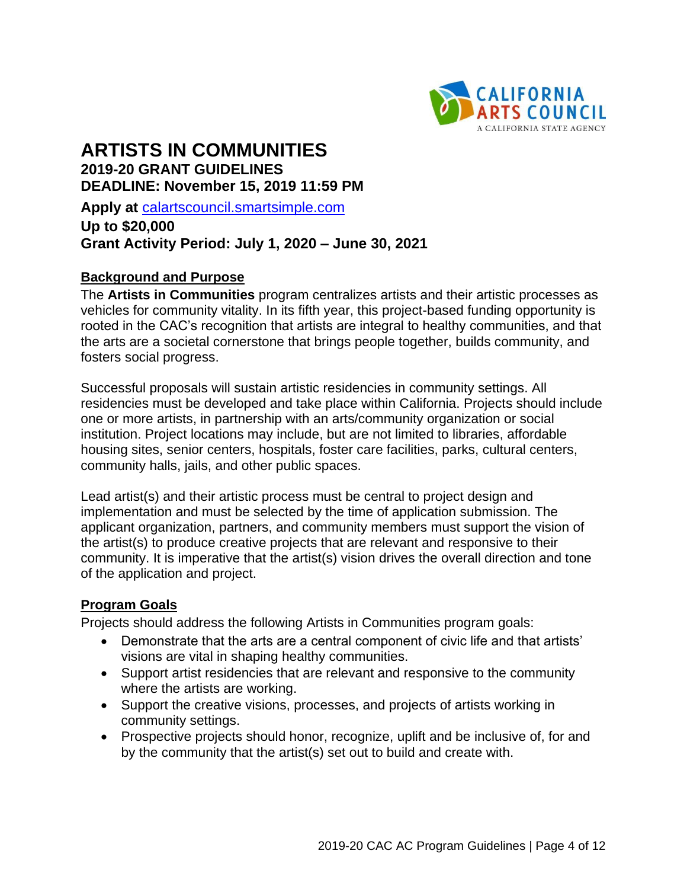# ARTISTS IN COMMUNITIES

**2019-20 GRANT GUIDELINES**
**DEADLINE: November 15, 2019 11:59 PM**

**Apply at** [calartscouncil.smartsimple.com](calartscouncil.smartsimple.com)
**Up to $20,000**
**Grant Activity Period: July 1, 2020 – June 30, 2021**

## Background and Purpose

The **Artists in Communities** program centralizes artists and their artistic processes as vehicles for community vitality. In its fifth year, this project-based funding opportunity is rooted in the CAC's recognition that artists are integral to healthy communities, and that the arts are a societal cornerstone that brings people together, builds community, and fosters social progress.

Successful proposals will sustain artistic residencies in community settings. All residencies must be developed and take place within California. Projects should include one or more artists, in partnership with an arts/community organization or social institution. Project locations may include, but are not limited to libraries, affordable housing sites, senior centers, hospitals, foster care facilities, parks, cultural centers, community halls, jails, and other public spaces.

Lead artist(s) and their artistic process must be central to project design and implementation and must be selected by the time of application submission. The applicant organization, partners, and community members must support the vision of the artist(s) to produce creative projects that are relevant and responsive to their community. It is imperative that the artist(s) vision drives the overall direction and tone of the application and project.

## Program Goals

Projects should address the following Artists in Communities program goals:

- Demonstrate that the arts are a central component of civic life and that artists' visions are vital in shaping healthy communities.
- Support artist residencies that are relevant and responsive to the community where the artists are working.
- Support the creative visions, processes, and projects of artists working in community settings.
- Prospective projects should honor, recognize, uplift and be inclusive of, for and by the community that the artist(s) set out to build and create with.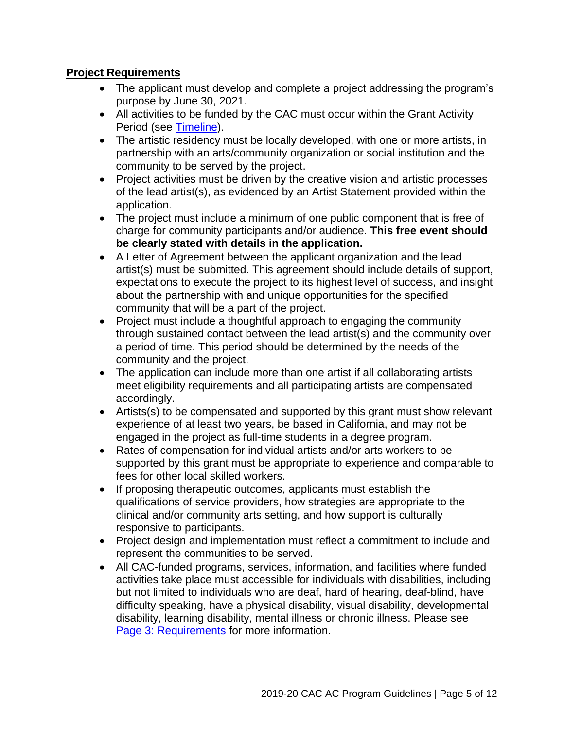## Project Requirements

- The applicant must develop and complete a project addressing the program's purpose by June 30, 2021.
- All activities to be funded by the CAC must occur within the Grant Activity Period (see [Timeline]).
- The artistic residency must be locally developed, with one or more artists, in partnership with an arts/community organization or social institution and the community to be served by the project.
- Project activities must be driven by the creative vision and artistic processes of the lead artist(s), as evidenced by an Artist Statement provided within the application.
- The project must include a minimum of one public component that is free of charge for community participants and/or audience. **This free event should be clearly stated with details in the application.**
- A Letter of Agreement between the applicant organization and the lead artist(s) must be submitted. This agreement should include details of support, expectations to execute the project to its highest level of success, and insight about the partnership with and unique opportunities for the specified community that will be a part of the project.
- Project must include a thoughtful approach to engaging the community through sustained contact between the lead artist(s) and the community over a period of time. This period should be determined by the needs of the community and the project.
- The application can include more than one artist if all collaborating artists meet eligibility requirements and all participating artists are compensated accordingly.
- Artists(s) to be compensated and supported by this grant must show relevant experience of at least two years, be based in California, and may not be engaged in the project as full-time students in a degree program.
- Rates of compensation for individual artists and/or arts workers to be supported by this grant must be appropriate to experience and comparable to fees for other local skilled workers.
- If proposing therapeutic outcomes, applicants must establish the qualifications of service providers, how strategies are appropriate to the clinical and/or community arts setting, and how support is culturally responsive to participants.
- Project design and implementation must reflect a commitment to include and represent the communities to be served.
- All CAC-funded programs, services, information, and facilities where funded activities take place must accessible for individuals with disabilities, including but not limited to individuals who are deaf, hard of hearing, deaf-blind, have difficulty speaking, have a physical disability, visual disability, developmental disability, learning disability, mental illness or chronic illness. Please see [Page 3: Requirements] for more information.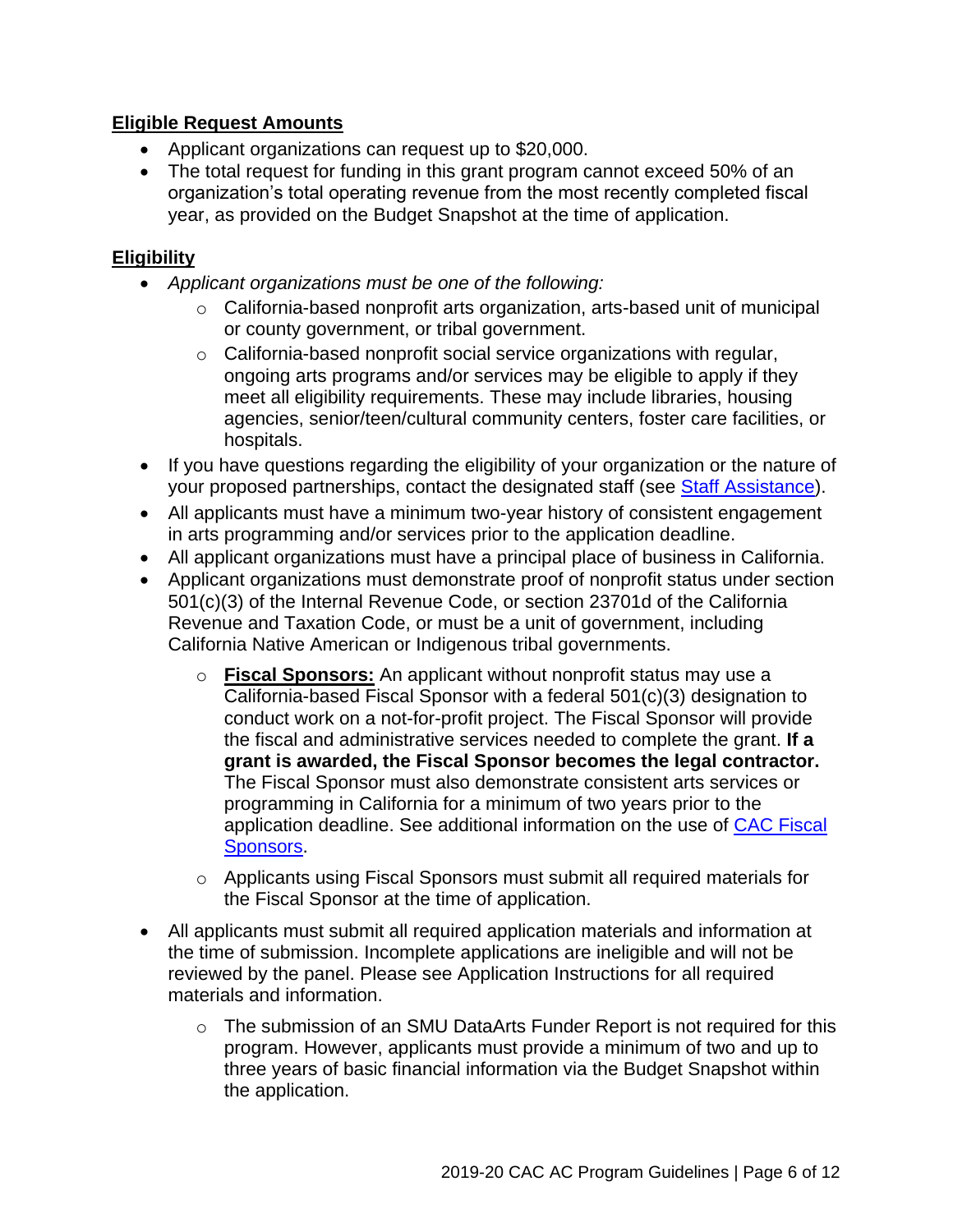## Eligible Request Amounts

- Applicant organizations can request up to $20,000.
- The total request for funding in this grant program cannot exceed 50% of an organization's total operating revenue from the most recently completed fiscal year, as provided on the Budget Snapshot at the time of application.

## Eligibility

- *Applicant organizations must be one of the following:*
  - California-based nonprofit arts organization, arts-based unit of municipal or county government, or tribal government.
  - California-based nonprofit social service organizations with regular, ongoing arts programs and/or services may be eligible to apply if they meet all eligibility requirements. These may include libraries, housing agencies, senior/teen/cultural community centers, foster care facilities, or hospitals.
- If you have questions regarding the eligibility of your organization or the nature of your proposed partnerships, contact the designated staff (see Staff Assistance).
- All applicants must have a minimum two-year history of consistent engagement in arts programming and/or services prior to the application deadline.
- All applicant organizations must have a principal place of business in California.
- Applicant organizations must demonstrate proof of nonprofit status under section 501(c)(3) of the Internal Revenue Code, or section 23701d of the California Revenue and Taxation Code, or must be a unit of government, including California Native American or Indigenous tribal governments.
  - **Fiscal Sponsors:** An applicant without nonprofit status may use a California-based Fiscal Sponsor with a federal 501(c)(3) designation to conduct work on a not-for-profit project. The Fiscal Sponsor will provide the fiscal and administrative services needed to complete the grant. **If a grant is awarded, the Fiscal Sponsor becomes the legal contractor.** The Fiscal Sponsor must also demonstrate consistent arts services or programming in California for a minimum of two years prior to the application deadline. See additional information on the use of CAC Fiscal Sponsors.
  - Applicants using Fiscal Sponsors must submit all required materials for the Fiscal Sponsor at the time of application.
- All applicants must submit all required application materials and information at the time of submission. Incomplete applications are ineligible and will not be reviewed by the panel. Please see Application Instructions for all required materials and information.
  - The submission of an SMU DataArts Funder Report is not required for this program. However, applicants must provide a minimum of two and up to three years of basic financial information via the Budget Snapshot within the application.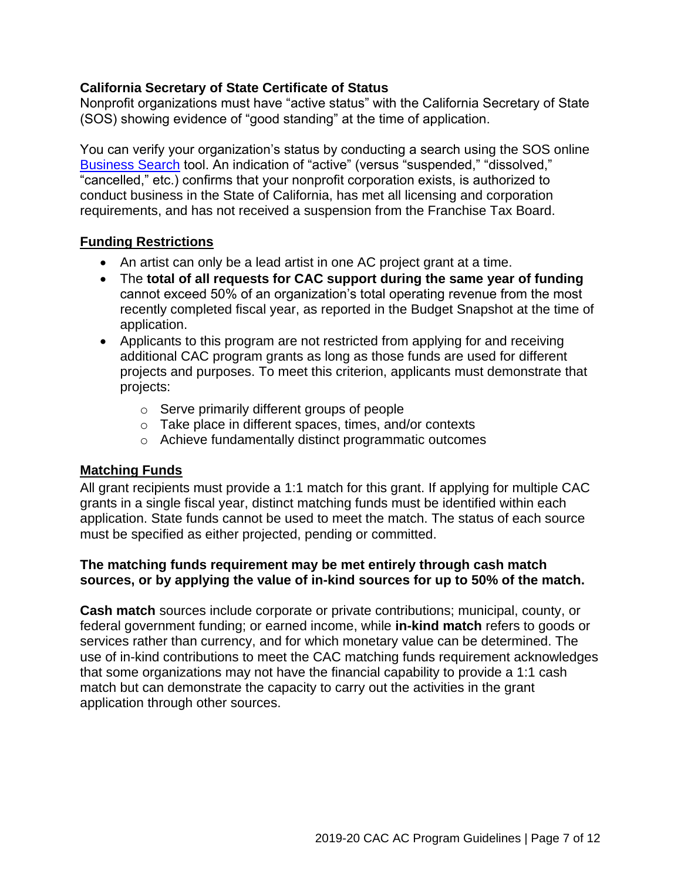### California Secretary of State Certificate of Status

Nonprofit organizations must have "active status" with the California Secretary of State (SOS) showing evidence of "good standing" at the time of application.

You can verify your organization's status by conducting a search using the SOS online Business Search tool. An indication of "active" (versus "suspended," "dissolved," "cancelled," etc.) confirms that your nonprofit corporation exists, is authorized to conduct business in the State of California, has met all licensing and corporation requirements, and has not received a suspension from the Franchise Tax Board.

### Funding Restrictions

- An artist can only be a lead artist in one AC project grant at a time.
- The **total of all requests for CAC support during the same year of funding** cannot exceed 50% of an organization's total operating revenue from the most recently completed fiscal year, as reported in the Budget Snapshot at the time of application.
- Applicants to this program are not restricted from applying for and receiving additional CAC program grants as long as those funds are used for different projects and purposes. To meet this criterion, applicants must demonstrate that projects:
  - Serve primarily different groups of people
  - Take place in different spaces, times, and/or contexts
  - Achieve fundamentally distinct programmatic outcomes

### Matching Funds

All grant recipients must provide a 1:1 match for this grant. If applying for multiple CAC grants in a single fiscal year, distinct matching funds must be identified within each application. State funds cannot be used to meet the match. The status of each source must be specified as either projected, pending or committed.

**The matching funds requirement may be met entirely through cash match sources, or by applying the value of in-kind sources for up to 50% of the match.**

**Cash match** sources include corporate or private contributions; municipal, county, or federal government funding; or earned income, while **in-kind match** refers to goods or services rather than currency, and for which monetary value can be determined. The use of in-kind contributions to meet the CAC matching funds requirement acknowledges that some organizations may not have the financial capability to provide a 1:1 cash match but can demonstrate the capacity to carry out the activities in the grant application through other sources.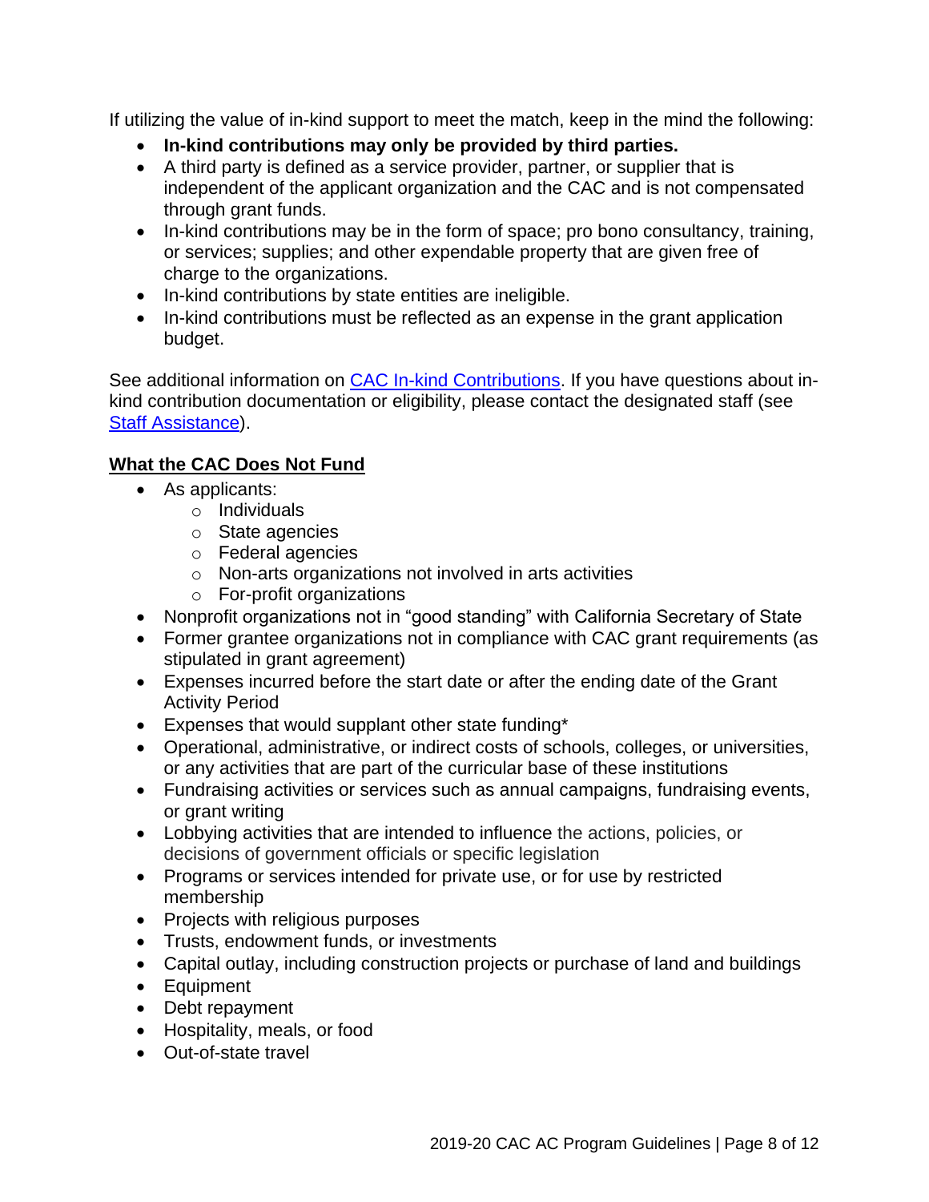If utilizing the value of in-kind support to meet the match, keep in the mind the following:

- **In-kind contributions may only be provided by third parties.**
- A third party is defined as a service provider, partner, or supplier that is independent of the applicant organization and the CAC and is not compensated through grant funds.
- In-kind contributions may be in the form of space; pro bono consultancy, training, or services; supplies; and other expendable property that are given free of charge to the organizations.
- In-kind contributions by state entities are ineligible.
- In-kind contributions must be reflected as an expense in the grant application budget.

See additional information on [CAC In-kind Contributions](). If you have questions about in-kind contribution documentation or eligibility, please contact the designated staff (see [Staff Assistance]()).

## What the CAC Does Not Fund

- As applicants:
  - Individuals
  - State agencies
  - Federal agencies
  - Non-arts organizations not involved in arts activities
  - For-profit organizations
- Nonprofit organizations not in "good standing" with California Secretary of State
- Former grantee organizations not in compliance with CAC grant requirements (as stipulated in grant agreement)
- Expenses incurred before the start date or after the ending date of the Grant Activity Period
- Expenses that would supplant other state funding*
- Operational, administrative, or indirect costs of schools, colleges, or universities, or any activities that are part of the curricular base of these institutions
- Fundraising activities or services such as annual campaigns, fundraising events, or grant writing
- Lobbying activities that are intended to influence the actions, policies, or decisions of government officials or specific legislation
- Programs or services intended for private use, or for use by restricted membership
- Projects with religious purposes
- Trusts, endowment funds, or investments
- Capital outlay, including construction projects or purchase of land and buildings
- Equipment
- Debt repayment
- Hospitality, meals, or food
- Out-of-state travel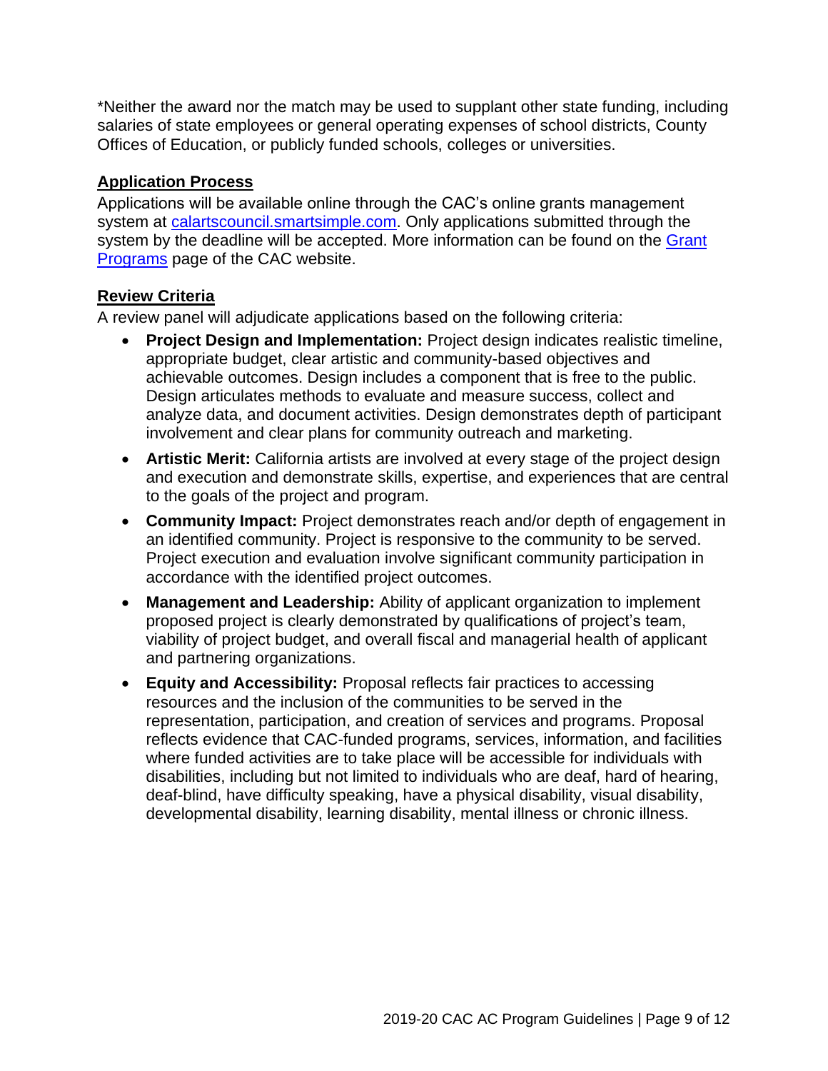*Neither the award nor the match may be used to supplant other state funding, including salaries of state employees or general operating expenses of school districts, County Offices of Education, or publicly funded schools, colleges or universities.

## Application Process

Applications will be available online through the CAC's online grants management system at [calartscouncil.smartsimple.com](calartscouncil.smartsimple.com). Only applications submitted through the system by the deadline will be accepted. More information can be found on the [Grant Programs]() page of the CAC website.

## Review Criteria

A review panel will adjudicate applications based on the following criteria:

- **Project Design and Implementation:** Project design indicates realistic timeline, appropriate budget, clear artistic and community-based objectives and achievable outcomes. Design includes a component that is free to the public. Design articulates methods to evaluate and measure success, collect and analyze data, and document activities. Design demonstrates depth of participant involvement and clear plans for community outreach and marketing.
- **Artistic Merit:** California artists are involved at every stage of the project design and execution and demonstrate skills, expertise, and experiences that are central to the goals of the project and program.
- **Community Impact:** Project demonstrates reach and/or depth of engagement in an identified community. Project is responsive to the community to be served. Project execution and evaluation involve significant community participation in accordance with the identified project outcomes.
- **Management and Leadership:** Ability of applicant organization to implement proposed project is clearly demonstrated by qualifications of project's team, viability of project budget, and overall fiscal and managerial health of applicant and partnering organizations.
- **Equity and Accessibility:** Proposal reflects fair practices to accessing resources and the inclusion of the communities to be served in the representation, participation, and creation of services and programs. Proposal reflects evidence that CAC-funded programs, services, information, and facilities where funded activities are to take place will be accessible for individuals with disabilities, including but not limited to individuals who are deaf, hard of hearing, deaf-blind, have difficulty speaking, have a physical disability, visual disability, developmental disability, learning disability, mental illness or chronic illness.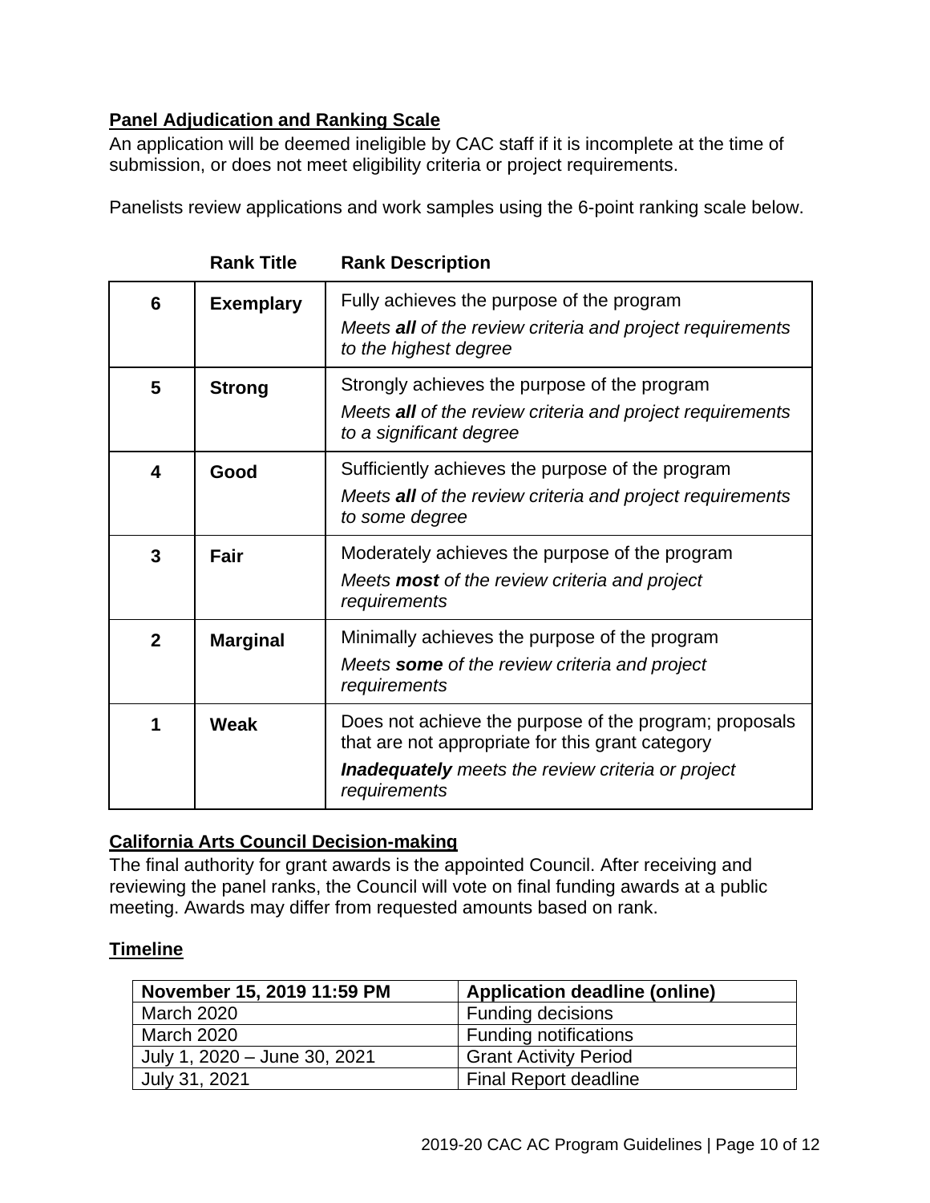## Panel Adjudication and Ranking Scale

An application will be deemed ineligible by CAC staff if it is incomplete at the time of submission, or does not meet eligibility criteria or project requirements.

Panelists review applications and work samples using the 6-point ranking scale below.

| | Rank Title | Rank Description |
|---|---|---|
| **6** | **Exemplary** | Fully achieves the purpose of the program<br>*Meets **all** of the review criteria and project requirements to the highest degree* |
| **5** | **Strong** | Strongly achieves the purpose of the program<br>*Meets **all** of the review criteria and project requirements to a significant degree* |
| **4** | **Good** | Sufficiently achieves the purpose of the program<br>*Meets **all** of the review criteria and project requirements to some degree* |
| **3** | **Fair** | Moderately achieves the purpose of the program<br>*Meets **most** of the review criteria and project requirements* |
| **2** | **Marginal** | Minimally achieves the purpose of the program<br>*Meets **some** of the review criteria and project requirements* |
| **1** | **Weak** | Does not achieve the purpose of the program; proposals that are not appropriate for this grant category<br>***Inadequately** meets the review criteria or project requirements* |

## California Arts Council Decision-making

The final authority for grant awards is the appointed Council. After receiving and reviewing the panel ranks, the Council will vote on final funding awards at a public meeting. Awards may differ from requested amounts based on rank.

## Timeline

| **November 15, 2019 11:59 PM** | **Application deadline (online)** |
|---|---|
| March 2020 | Funding decisions |
| March 2020 | Funding notifications |
| July 1, 2020 – June 30, 2021 | Grant Activity Period |
| July 31, 2021 | Final Report deadline |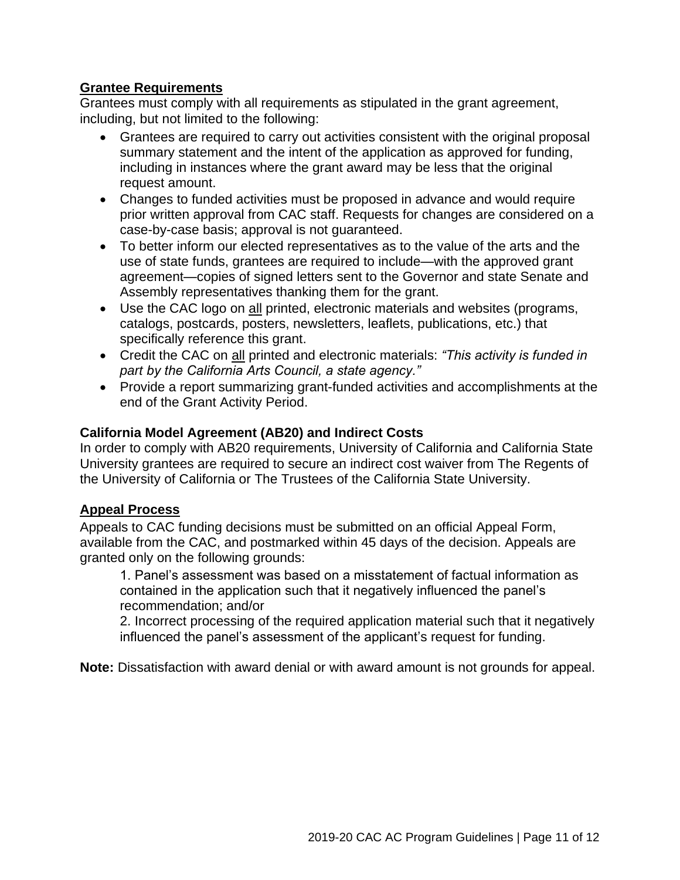## Grantee Requirements

Grantees must comply with all requirements as stipulated in the grant agreement, including, but not limited to the following:

- Grantees are required to carry out activities consistent with the original proposal summary statement and the intent of the application as approved for funding, including in instances where the grant award may be less that the original request amount.
- Changes to funded activities must be proposed in advance and would require prior written approval from CAC staff. Requests for changes are considered on a case-by-case basis; approval is not guaranteed.
- To better inform our elected representatives as to the value of the arts and the use of state funds, grantees are required to include—with the approved grant agreement—copies of signed letters sent to the Governor and state Senate and Assembly representatives thanking them for the grant.
- Use the CAC logo on all printed, electronic materials and websites (programs, catalogs, postcards, posters, newsletters, leaflets, publications, etc.) that specifically reference this grant.
- Credit the CAC on all printed and electronic materials: *"This activity is funded in part by the California Arts Council, a state agency."*
- Provide a report summarizing grant-funded activities and accomplishments at the end of the Grant Activity Period.

### California Model Agreement (AB20) and Indirect Costs

In order to comply with AB20 requirements, University of California and California State University grantees are required to secure an indirect cost waiver from The Regents of the University of California or The Trustees of the California State University.

## Appeal Process

Appeals to CAC funding decisions must be submitted on an official Appeal Form, available from the CAC, and postmarked within 45 days of the decision. Appeals are granted only on the following grounds:

1. Panel's assessment was based on a misstatement of factual information as contained in the application such that it negatively influenced the panel's recommendation; and/or
2. Incorrect processing of the required application material such that it negatively influenced the panel's assessment of the applicant's request for funding.

**Note:** Dissatisfaction with award denial or with award amount is not grounds for appeal.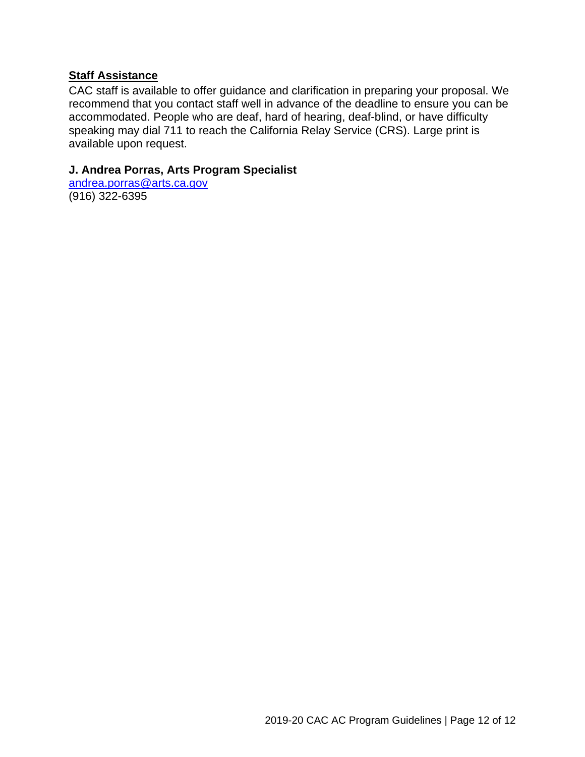## Staff Assistance

CAC staff is available to offer guidance and clarification in preparing your proposal. We recommend that you contact staff well in advance of the deadline to ensure you can be accommodated. People who are deaf, hard of hearing, deaf-blind, or have difficulty speaking may dial 711 to reach the California Relay Service (CRS). Large print is available upon request.

**J. Andrea Porras, Arts Program Specialist**
[andrea.porras@arts.ca.gov](mailto:andrea.porras@arts.ca.gov)
(916) 322-6395